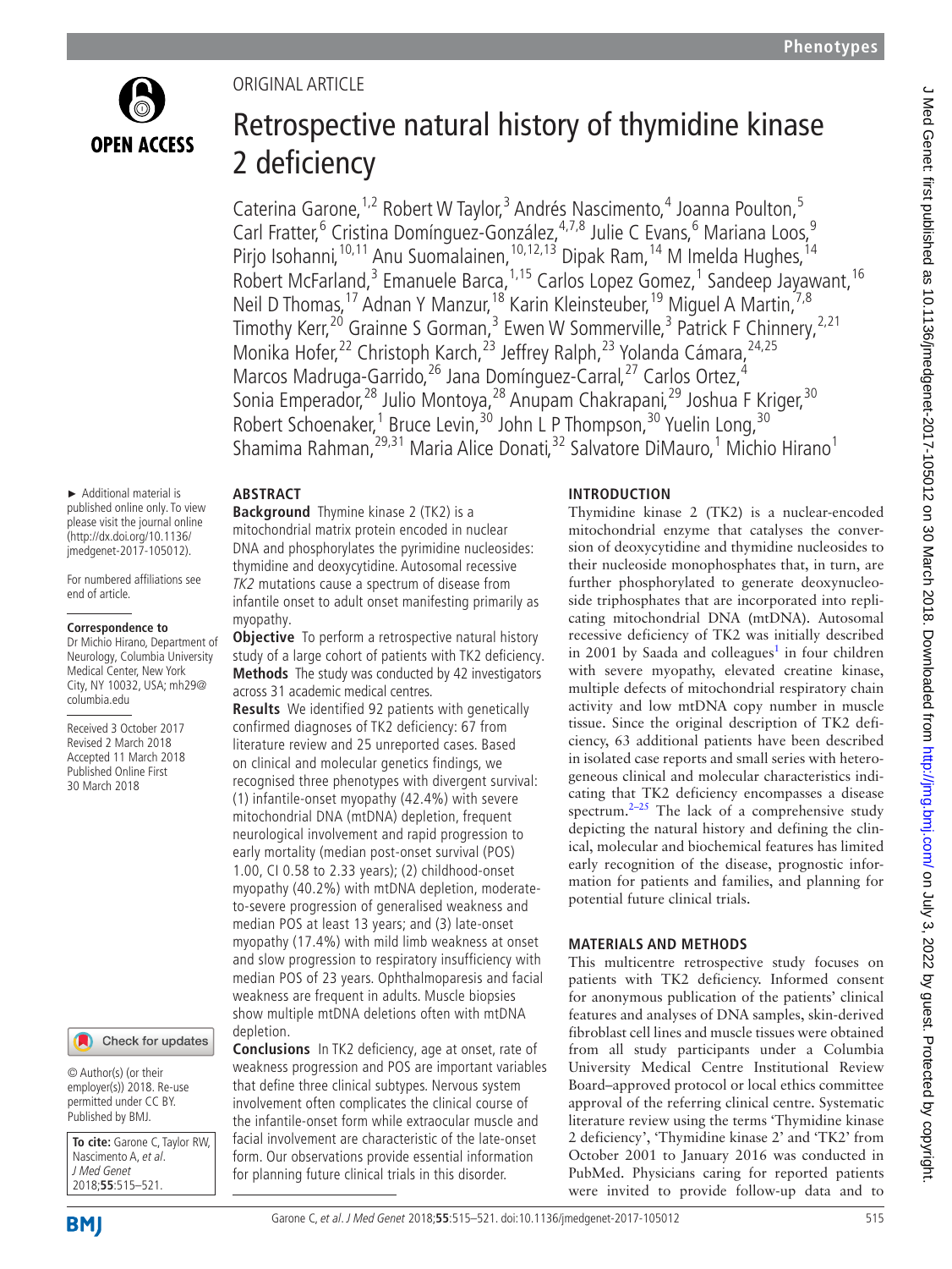ORIGINAL ARTICLE

# Retrospective natural history of thymidine kinase 2 deficiency

Caterina Garone,[1,2] Robert W Taylor,[3] Andrés Nascimento,[4] Joanna Poulton,[5] Carl Fratter,[6] Cristina Domínguez-González,[4,7,8] Julie C Evans,[6] Mariana Loos,[9] Pirjo Isohanni,[10,11] Anu Suomalainen,[10,12,13] Dipak Ram,[14] M Imelda Hughes,[14] Robert McFarland,[3] Emanuele Barca,[1,15] Carlos Lopez Gomez,[1] Sandeep Jayawant,[16] Neil D Thomas,[17] Adnan Y Manzur,[18] Karin Kleinsteuber,[19] Miguel A Martin,[7,8] Timothy Kerr,[20] Grainne S Gorman,[3] Ewen W Sommerville,[3] Patrick F Chinnery,[2,21] Monika Hofer,[22] Christoph Karch,[23] Jeffrey Ralph,[23] Yolanda Cámara,[24,25] Marcos Madruga-Garrido,[26] Jana Domínguez-Carral,[27] Carlos Ortez,[4] Sonia Emperador,[28] Julio Montoya,[28] Anupam Chakrapani,[29] Joshua F Kriger,[30] Robert Schoenaker,[1] Bruce Levin,[30] John L P Thompson,[30] Yuelin Long,[30] Shamima Rahman,[29,31] Maria Alice Donati,[32] Salvatore DiMauro,[1] Michio Hirano[1]

► Additional material is published online only. To view please visit the journal online (http://dx.doi.org/10.1136/jmedgenet-2017-105012).

For numbered affiliations see end of article.

**Correspondence to**
Dr Michio Hirano, Department of Neurology, Columbia University Medical Center, New York City, NY 10032, USA; mh29@columbia.edu

Received 3 October 2017
Revised 2 March 2018
Accepted 11 March 2018
Published Online First 30 March 2018

© Author(s) (or their employer(s)) 2018. Re-use permitted under CC BY. Published by BMJ.

**To cite:** Garone C, Taylor RW, Nascimento A, *et al*. *J Med Genet* 2018;**55**:515–521.

## ABSTRACT

**Background** Thymine kinase 2 (TK2) is a mitochondrial matrix protein encoded in nuclear DNA and phosphorylates the pyrimidine nucleosides: thymidine and deoxycytidine. Autosomal recessive *TK2* mutations cause a spectrum of disease from infantile onset to adult onset manifesting primarily as myopathy.

**Objective** To perform a retrospective natural history study of a large cohort of patients with TK2 deficiency.

**Methods** The study was conducted by 42 investigators across 31 academic medical centres.

**Results** We identified 92 patients with genetically confirmed diagnoses of TK2 deficiency: 67 from literature review and 25 unreported cases. Based on clinical and molecular genetics findings, we recognised three phenotypes with divergent survival: (1) infantile-onset myopathy (42.4%) with severe mitochondrial DNA (mtDNA) depletion, frequent neurological involvement and rapid progression to early mortality (median post-onset survival (POS) 1.00, CI 0.58 to 2.33 years); (2) childhood-onset myopathy (40.2%) with mtDNA depletion, moderate-to-severe progression of generalised weakness and median POS at least 13 years; and (3) late-onset myopathy (17.4%) with mild limb weakness at onset and slow progression to respiratory insufficiency with median POS of 23 years. Ophthalmoparesis and facial weakness are frequent in adults. Muscle biopsies show multiple mtDNA deletions often with mtDNA depletion.

**Conclusions** In TK2 deficiency, age at onset, rate of weakness progression and POS are important variables that define three clinical subtypes. Nervous system involvement often complicates the clinical course of the infantile-onset form while extraocular muscle and facial involvement are characteristic of the late-onset form. Our observations provide essential information for planning future clinical trials in this disorder.

## INTRODUCTION

Thymidine kinase 2 (TK2) is a nuclear-encoded mitochondrial enzyme that catalyses the conversion of deoxycytidine and thymidine nucleosides to their nucleoside monophosphates that, in turn, are further phosphorylated to generate deoxynucleoside triphosphates that are incorporated into replicating mitochondrial DNA (mtDNA). Autosomal recessive deficiency of TK2 was initially described in 2001 by Saada and colleagues[1] in four children with severe myopathy, elevated creatine kinase, multiple defects of mitochondrial respiratory chain activity and low mtDNA copy number in muscle tissue. Since the original description of TK2 deficiency, 63 additional patients have been described in isolated case reports and small series with heterogeneous clinical and molecular characteristics indicating that TK2 deficiency encompasses a disease spectrum.[2–25] The lack of a comprehensive study depicting the natural history and defining the clinical, molecular and biochemical features has limited early recognition of the disease, prognostic information for patients and families, and planning for potential future clinical trials.

## MATERIALS AND METHODS

This multicentre retrospective study focuses on patients with TK2 deficiency. Informed consent for anonymous publication of the patients' clinical features and analyses of DNA samples, skin-derived fibroblast cell lines and muscle tissues were obtained from all study participants under a Columbia University Medical Centre Institutional Review Board–approved protocol or local ethics committee approval of the referring clinical centre. Systematic literature review using the terms 'Thymidine kinase 2 deficiency', 'Thymidine kinase 2' and 'TK2' from October 2001 to January 2016 was conducted in PubMed. Physicians caring for reported patients were invited to provide follow-up data and to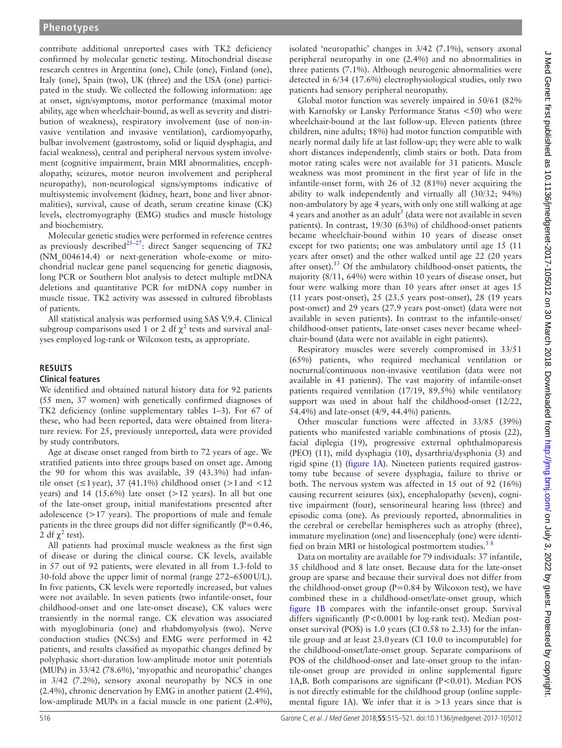contribute additional unreported cases with TK2 deficiency confirmed by molecular genetic testing. Mitochondrial disease research centres in Argentina (one), Chile (one), Finland (one), Italy (one), Spain (two), UK (three) and the USA (one) participated in the study. We collected the following information: age at onset, sign/symptoms, motor performance (maximal motor ability, age when wheelchair-bound, as well as severity and distribution of weakness), respiratory involvement (use of non-invasive ventilation and invasive ventilation), cardiomyopathy, bulbar involvement (gastrostomy, solid or liquid dysphagia, and facial weakness), central and peripheral nervous system involvement (cognitive impairment, brain MRI abnormalities, encephalopathy, seizures, motor neuron involvement and peripheral neuropathy), non-neurological signs/symptoms indicative of multisystemic involvement (kidney, heart, bone and liver abnormalities), survival, cause of death, serum creatine kinase (CK) levels, electromyography (EMG) studies and muscle histology and biochemistry.

Molecular genetic studies were performed in reference centres as previously described[25–27]: direct Sanger sequencing of *TK2* (NM_004614.4) or next-generation whole-exome or mitochondrial nuclear gene panel sequencing for genetic diagnosis, long PCR or Southern blot analysis to detect multiple mtDNA deletions and quantitative PCR for mtDNA copy number in muscle tissue. TK2 activity was assessed in cultured fibroblasts of patients.

All statistical analysis was performed using SAS V.9.4. Clinical subgroup comparisons used 1 or 2 df $\chi^2$ tests and survival analyses employed log-rank or Wilcoxon tests, as appropriate.

## RESULTS

### Clinical features

We identified and obtained natural history data for 92 patients (55 men, 37 women) with genetically confirmed diagnoses of TK2 deficiency (online supplementary tables 1–3). For 67 of these, who had been reported, data were obtained from literature review. For 25, previously unreported, data were provided by study contributors.

Age at disease onset ranged from birth to 72 years of age. We stratified patients into three groups based on onset age. Among the 90 for whom this was available, 39 (43.3%) had infantile onset (≤1 year), 37 (41.1%) childhood onset (>1 and <12 years) and 14 (15.6%) late onset (>12 years). In all but one of the late-onset group, initial manifestations presented after adolescence (>17 years). The proportions of male and female patients in the three groups did not differ significantly (P=0.46, 2 df $\chi^2$ test).

All patients had proximal muscle weakness as the first sign of disease or during the clinical course. CK levels, available in 57 out of 92 patients, were elevated in all from 1.3-fold to 30-fold above the upper limit of normal (range 272–6500 U/L). In five patients, CK levels were reportedly increased, but values were not available. In seven patients (two infantile-onset, four childhood-onset and one late-onset disease), CK values were transiently in the normal range. CK elevation was associated with myoglobinuria (one) and rhabdomyolysis (two). Nerve conduction studies (NCSs) and EMG were performed in 42 patients, and results classified as myopathic changes defined by polyphasic short-duration low-amplitude motor unit potentials (MUPs) in 33/42 (78.6%), 'myopathic and neuropathic' changes in 3/42 (7.2%), sensory axonal neuropathy by NCS in one (2.4%), chronic denervation by EMG in another patient (2.4%), low-amplitude MUPs in a facial muscle in one patient (2.4%), isolated 'neuropathic' changes in 3/42 (7.1%), sensory axonal peripheral neuropathy in one (2.4%) and no abnormalities in three patients (7.1%). Although neurogenic abnormalities were detected in 6/34 (17.6%) electrophysiological studies, only two patients had sensory peripheral neuropathy.

Global motor function was severely impaired in 50/61 (82% with Karnofsky or Lansky Performance Status <50) who were wheelchair-bound at the last follow-up. Eleven patients (three children, nine adults; 18%) had motor function compatible with nearly normal daily life at last follow-up; they were able to walk short distances independently, climb stairs or both. Data from motor rating scales were not available for 31 patients. Muscle weakness was most prominent in the first year of life in the infantile-onset form, with 26 of 32 (81%) never acquiring the ability to walk independently and virtually all (30/32; 94%) non-ambulatory by age 4 years, with only one still walking at age 4 years and another as an adult[3] (data were not available in seven patients). In contrast, 19/30 (63%) of childhood-onset patients became wheelchair-bound within 10 years of disease onset except for two patients; one was ambulatory until age 15 (11 years after onset) and the other walked until age 22 (20 years after onset).[13] Of the ambulatory childhood-onset patients, the majority (8/11, 64%) were within 10 years of disease onset, but four were walking more than 10 years after onset at ages 15 (11 years post-onset), 25 (23.5 years post-onset), 28 (19 years post-onset) and 29 years (27.9 years post-onset) (data were not available in seven patients). In contrast to the infantile-onset/childhood-onset patients, late-onset cases never became wheelchair-bound (data were not available in eight patients).

Respiratory muscles were severely compromised in 33/51 (65%) patients, who required mechanical ventilation or nocturnal/continuous non-invasive ventilation (data were not available in 41 patients). The vast majority of infantile-onset patients required ventilation (17/19, 89.5%) while ventilatory support was used in about half the childhood-onset (12/22, 54.4%) and late-onset (4/9, 44.4%) patients.

Other muscular functions were affected in 33/85 (39%) patients who manifested variable combinations of ptosis (22), facial diplegia (19), progressive external ophthalmoparesis (PEO) (11), mild dysphagia (10), dysarthria/dysphonia (3) and rigid spine (1) (figure 1A). Nineteen patients required gastrostomy tube because of severe dysphagia, failure to thrive or both. The nervous system was affected in 15 out of 92 (16%) causing recurrent seizures (six), encephalopathy (seven), cognitive impairment (four), sensorineural hearing loss (three) and episodic coma (one). As previously reported, abnormalities in the cerebral or cerebellar hemispheres such as atrophy (three), immature myelination (one) and lissencephaly (one) were identified on brain MRI or histological postmortem studies.[5,8]

Data on mortality are available for 79 individuals: 37 infantile, 35 childhood and 8 late onset. Because data for the late-onset group are sparse and because their survival does not differ from the childhood-onset group (P=0.84 by Wilcoxon test), we have combined these in a childhood-onset/late-onset group, which figure 1B compares with the infantile-onset group. Survival differs significantly (P<0.0001 by log-rank test). Median post-onset survival (POS) is 1.0 years (CI 0.58 to 2.33) for the infantile group and at least 23.0 years (CI 10.0 to incomputable) for the childhood-onset/late-onset group. Separate comparisons of POS of the childhood-onset and late-onset group to the infantile-onset group are provided in online supplemental figure 1A,B. Both comparisons are significant (P<0.01). Median POS is not directly estimable for the childhood group (online supplemental figure 1A). We infer that it is >13 years since that is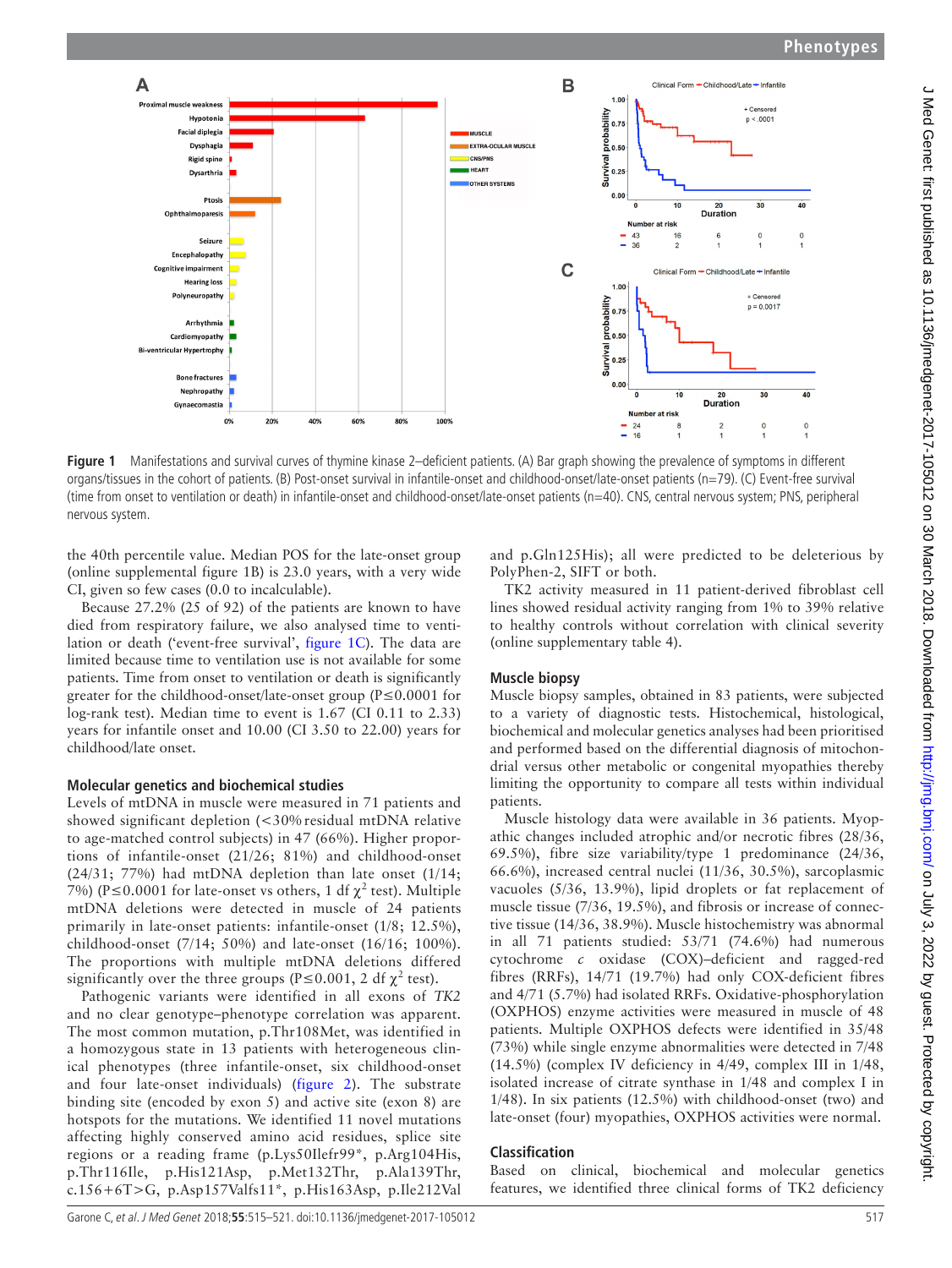Figure 1 Manifestations and survival curves of thymine kinase 2–deficient patients. (A) Bar graph showing the prevalence of symptoms in different organs/tissues in the cohort of patients. (B) Post-onset survival in infantile-onset and childhood-onset/late-onset patients (n=79). (C) Event-free survival (time from onset to ventilation or death) in infantile-onset and childhood-onset/late-onset patients (n=40). CNS, central nervous system; PNS, peripheral nervous system.

the 40th percentile value. Median POS for the late-onset group (online supplemental figure 1B) is 23.0 years, with a very wide CI, given so few cases (0.0 to incalculable).

Because 27.2% (25 of 92) of the patients are known to have died from respiratory failure, we also analysed time to ventilation or death ('event-free survival', figure 1C). The data are limited because time to ventilation use is not available for some patients. Time from onset to ventilation or death is significantly greater for the childhood-onset/late-onset group (P≤0.0001 for log-rank test). Median time to event is 1.67 (CI 0.11 to 2.33) years for infantile onset and 10.00 (CI 3.50 to 22.00) years for childhood/late onset.

### Molecular genetics and biochemical studies

Levels of mtDNA in muscle were measured in 71 patients and showed significant depletion (<30% residual mtDNA relative to age-matched control subjects) in 47 (66%). Higher proportions of infantile-onset (21/26; 81%) and childhood-onset (24/31; 77%) had mtDNA depletion than late onset (1/14; 7%) (P≤0.0001 for late-onset vs others, 1 df $\chi^2$ test). Multiple mtDNA deletions were detected in muscle of 24 patients primarily in late-onset patients: infantile-onset (1/8; 12.5%), childhood-onset (7/14; 50%) and late-onset (16/16; 100%). The proportions with multiple mtDNA deletions differed significantly over the three groups (P≤0.001, 2 df $\chi^2$ test).

Pathogenic variants were identified in all exons of *TK2* and no clear genotype–phenotype correlation was apparent. The most common mutation, p.Thr108Met, was identified in a homozygous state in 13 patients with heterogeneous clinical phenotypes (three infantile-onset, six childhood-onset and four late-onset individuals) (figure 2). The substrate binding site (encoded by exon 5) and active site (exon 8) are hotspots for the mutations. We identified 11 novel mutations affecting highly conserved amino acid residues, splice site regions or a reading frame (p.Lys50Ilefr99*, p.Arg104His, p.Thr116Ile, p.His121Asp, p.Met132Thr, p.Ala139Thr, c.156+6T>G, p.Asp157Valfs11*, p.His163Asp, p.Ile212Val and p.Gln125His); all were predicted to be deleterious by PolyPhen-2, SIFT or both.

TK2 activity measured in 11 patient-derived fibroblast cell lines showed residual activity ranging from 1% to 39% relative to healthy controls without correlation with clinical severity (online supplementary table 4).

### Muscle biopsy

Muscle biopsy samples, obtained in 83 patients, were subjected to a variety of diagnostic tests. Histochemical, histological, biochemical and molecular genetics analyses had been prioritised and performed based on the differential diagnosis of mitochondrial versus other metabolic or congenital myopathies thereby limiting the opportunity to compare all tests within individual patients.

Muscle histology data were available in 36 patients. Myopathic changes included atrophic and/or necrotic fibres (28/36, 69.5%), fibre size variability/type 1 predominance (24/36, 66.6%), increased central nuclei (11/36, 30.5%), sarcoplasmic vacuoles (5/36, 13.9%), lipid droplets or fat replacement of muscle tissue (7/36, 19.5%), and fibrosis or increase of connective tissue (14/36, 38.9%). Muscle histochemistry was abnormal in all 71 patients studied: 53/71 (74.6%) had numerous cytochrome *c* oxidase (COX)–deficient and ragged-red fibres (RRFs), 14/71 (19.7%) had only COX-deficient fibres and 4/71 (5.7%) had isolated RRFs. Oxidative-phosphorylation (OXPHOS) enzyme activities were measured in muscle of 48 patients. Multiple OXPHOS defects were identified in 35/48 (73%) while single enzyme abnormalities were detected in 7/48 (14.5%) (complex IV deficiency in 4/49, complex III in 1/48, isolated increase of citrate synthase in 1/48 and complex I in 1/48). In six patients (12.5%) with childhood-onset (two) and late-onset (four) myopathies, OXPHOS activities were normal.

### Classification

Based on clinical, biochemical and molecular genetics features, we identified three clinical forms of TK2 deficiency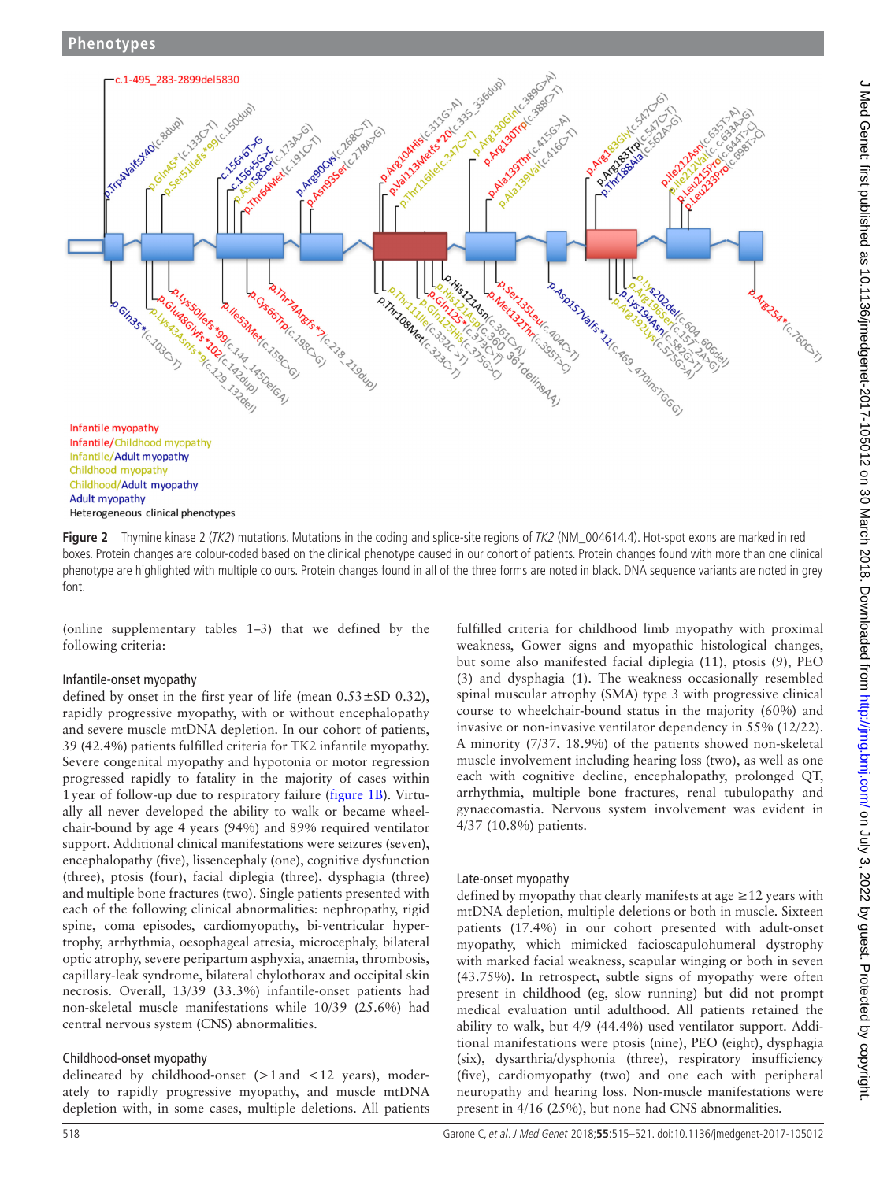Infantile myopathy
Infantile/Childhood myopathy
Infantile/Adult myopathy
Childhood myopathy
Childhood/Adult myopathy
Adult myopathy
Heterogeneous clinical phenotypes

**Figure 2** Thymine kinase 2 (*TK2*) mutations. Mutations in the coding and splice-site regions of *TK2* (NM_004614.4). Hot-spot exons are marked in red boxes. Protein changes are colour-coded based on the clinical phenotype caused in our cohort of patients. Protein changes found with more than one clinical phenotype are highlighted with multiple colours. Protein changes found in all of the three forms are noted in black. DNA sequence variants are noted in grey font.

(online supplementary tables 1–3) that we defined by the following criteria:

### Infantile-onset myopathy

defined by onset in the first year of life (mean 0.53±SD 0.32), rapidly progressive myopathy, with or without encephalopathy and severe muscle mtDNA depletion. In our cohort of patients, 39 (42.4%) patients fulfilled criteria for TK2 infantile myopathy. Severe congenital myopathy and hypotonia or motor regression progressed rapidly to fatality in the majority of cases within 1 year of follow-up due to respiratory failure (figure 1B). Virtually all never developed the ability to walk or became wheelchair-bound by age 4 years (94%) and 89% required ventilator support. Additional clinical manifestations were seizures (seven), encephalopathy (five), lissencephaly (one), cognitive dysfunction (three), ptosis (four), facial diplegia (three), dysphagia (three) and multiple bone fractures (two). Single patients presented with each of the following clinical abnormalities: nephropathy, rigid spine, coma episodes, cardiomyopathy, bi-ventricular hypertrophy, arrhythmia, oesophageal atresia, microcephaly, bilateral optic atrophy, severe peripartum asphyxia, anaemia, thrombosis, capillary-leak syndrome, bilateral chylothorax and occipital skin necrosis. Overall, 13/39 (33.3%) infantile-onset patients had non-skeletal muscle manifestations while 10/39 (25.6%) had central nervous system (CNS) abnormalities.

### Childhood-onset myopathy

delineated by childhood-onset (>1 and <12 years), moderately to rapidly progressive myopathy, and muscle mtDNA depletion with, in some cases, multiple deletions. All patients fulfilled criteria for childhood limb myopathy with proximal weakness, Gower signs and myopathic histological changes, but some also manifested facial diplegia (11), ptosis (9), PEO (3) and dysphagia (1). The weakness occasionally resembled spinal muscular atrophy (SMA) type 3 with progressive clinical course to wheelchair-bound status in the majority (60%) and invasive or non-invasive ventilator dependency in 55% (12/22). A minority (7/37, 18.9%) of the patients showed non-skeletal muscle involvement including hearing loss (two), as well as one each with cognitive decline, encephalopathy, prolonged QT, arrhythmia, multiple bone fractures, renal tubulopathy and gynaecomastia. Nervous system involvement was evident in 4/37 (10.8%) patients.

### Late-onset myopathy

defined by myopathy that clearly manifests at age ≥12 years with mtDNA depletion, multiple deletions or both in muscle. Sixteen patients (17.4%) in our cohort presented with adult-onset myopathy, which mimicked facioscapulohumeral dystrophy with marked facial weakness, scapular winging or both in seven (43.75%). In retrospect, subtle signs of myopathy were often present in childhood (eg, slow running) but did not prompt medical evaluation until adulthood. All patients retained the ability to walk, but 4/9 (44.4%) used ventilator support. Additional manifestations were ptosis (nine), PEO (eight), dysphagia (six), dysarthria/dysphonia (three), respiratory insufficiency (five), cardiomyopathy (two) and one each with peripheral neuropathy and hearing loss. Non-muscle manifestations were present in 4/16 (25%), but none had CNS abnormalities.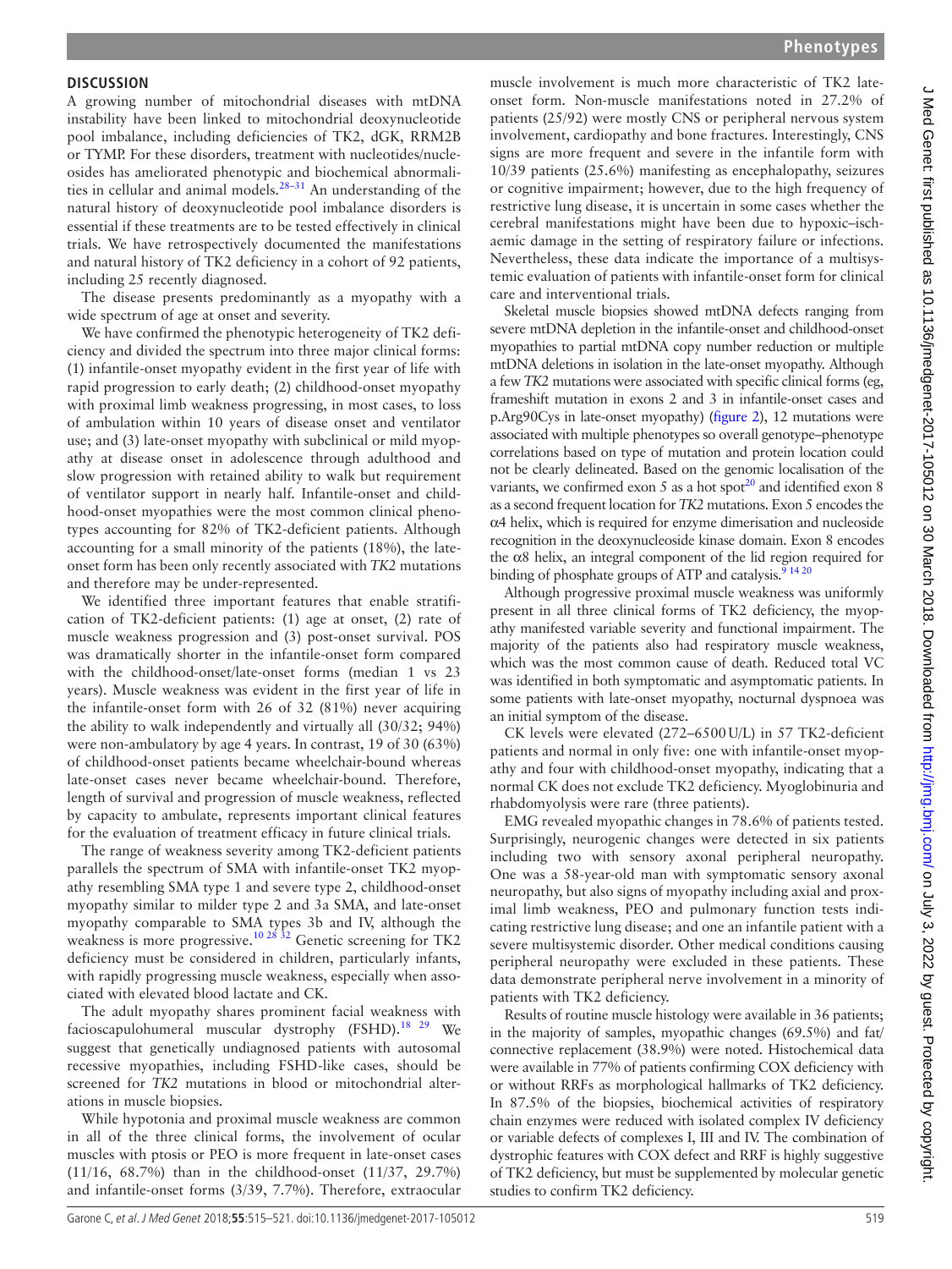## DISCUSSION

A growing number of mitochondrial diseases with mtDNA instability have been linked to mitochondrial deoxynucleotide pool imbalance, including deficiencies of TK2, dGK, RRM2B or TYMP. For these disorders, treatment with nucleotides/nucleosides has ameliorated phenotypic and biochemical abnormalities in cellular and animal models.[28–31] An understanding of the natural history of deoxynucleotide pool imbalance disorders is essential if these treatments are to be tested effectively in clinical trials. We have retrospectively documented the manifestations and natural history of TK2 deficiency in a cohort of 92 patients, including 25 recently diagnosed.

The disease presents predominantly as a myopathy with a wide spectrum of age at onset and severity.

We have confirmed the phenotypic heterogeneity of TK2 deficiency and divided the spectrum into three major clinical forms: (1) infantile-onset myopathy evident in the first year of life with rapid progression to early death; (2) childhood-onset myopathy with proximal limb weakness progressing, in most cases, to loss of ambulation within 10 years of disease onset and ventilator use; and (3) late-onset myopathy with subclinical or mild myopathy at disease onset in adolescence through adulthood and slow progression with retained ability to walk but requirement of ventilator support in nearly half. Infantile-onset and childhood-onset myopathies were the most common clinical phenotypes accounting for 82% of TK2-deficient patients. Although accounting for a small minority of the patients (18%), the late-onset form has been only recently associated with *TK2* mutations and therefore may be under-represented.

We identified three important features that enable stratification of TK2-deficient patients: (1) age at onset, (2) rate of muscle weakness progression and (3) post-onset survival. POS was dramatically shorter in the infantile-onset form compared with the childhood-onset/late-onset forms (median 1 vs 23 years). Muscle weakness was evident in the first year of life in the infantile-onset form with 26 of 32 (81%) never acquiring the ability to walk independently and virtually all (30/32; 94%) were non-ambulatory by age 4 years. In contrast, 19 of 30 (63%) of childhood-onset patients became wheelchair-bound whereas late-onset cases never became wheelchair-bound. Therefore, length of survival and progression of muscle weakness, reflected by capacity to ambulate, represents important clinical features for the evaluation of treatment efficacy in future clinical trials.

The range of weakness severity among TK2-deficient patients parallels the spectrum of SMA with infantile-onset TK2 myopathy resembling SMA type 1 and severe type 2, childhood-onset myopathy similar to milder type 2 and 3a SMA, and late-onset myopathy comparable to SMA types 3b and IV, although the weakness is more progressive.[10 28 32] Genetic screening for TK2 deficiency must be considered in children, particularly infants, with rapidly progressing muscle weakness, especially when associated with elevated blood lactate and CK.

The adult myopathy shares prominent facial weakness with facioscapulohumeral muscular dystrophy (FSHD).[18 29] We suggest that genetically undiagnosed patients with autosomal recessive myopathies, including FSHD-like cases, should be screened for *TK2* mutations in blood or mitochondrial alterations in muscle biopsies.

While hypotonia and proximal muscle weakness are common in all of the three clinical forms, the involvement of ocular muscles with ptosis or PEO is more frequent in late-onset cases (11/16, 68.7%) than in the childhood-onset (11/37, 29.7%) and infantile-onset forms (3/39, 7.7%). Therefore, extraocular muscle involvement is much more characteristic of TK2 late-onset form. Non-muscle manifestations noted in 27.2% of patients (25/92) were mostly CNS or peripheral nervous system involvement, cardiopathy and bone fractures. Interestingly, CNS signs are more frequent and severe in the infantile form with 10/39 patients (25.6%) manifesting as encephalopathy, seizures or cognitive impairment; however, due to the high frequency of restrictive lung disease, it is uncertain in some cases whether the cerebral manifestations might have been due to hypoxic–ischaemic damage in the setting of respiratory failure or infections. Nevertheless, these data indicate the importance of a multisystemic evaluation of patients with infantile-onset form for clinical care and interventional trials.

Skeletal muscle biopsies showed mtDNA defects ranging from severe mtDNA depletion in the infantile-onset and childhood-onset myopathies to partial mtDNA copy number reduction or multiple mtDNA deletions in isolation in the late-onset myopathy. Although a few *TK2* mutations were associated with specific clinical forms (eg, frameshift mutation in exons 2 and 3 in infantile-onset cases and p.Arg90Cys in late-onset myopathy) (figure 2), 12 mutations were associated with multiple phenotypes so overall genotype–phenotype correlations based on type of mutation and protein location could not be clearly delineated. Based on the genomic localisation of the variants, we confirmed exon 5 as a hot spot[20] and identified exon 8 as a second frequent location for *TK2* mutations. Exon 5 encodes the α4 helix, which is required for enzyme dimerisation and nucleoside recognition in the deoxynucleoside kinase domain. Exon 8 encodes the α8 helix, an integral component of the lid region required for binding of phosphate groups of ATP and catalysis.[9 14 20]

Although progressive proximal muscle weakness was uniformly present in all three clinical forms of TK2 deficiency, the myopathy manifested variable severity and functional impairment. The majority of the patients also had respiratory muscle weakness, which was the most common cause of death. Reduced total VC was identified in both symptomatic and asymptomatic patients. In some patients with late-onset myopathy, nocturnal dyspnoea was an initial symptom of the disease.

CK levels were elevated (272–6500 U/L) in 57 TK2-deficient patients and normal in only five: one with infantile-onset myopathy and four with childhood-onset myopathy, indicating that a normal CK does not exclude TK2 deficiency. Myoglobinuria and rhabdomyolysis were rare (three patients).

EMG revealed myopathic changes in 78.6% of patients tested. Surprisingly, neurogenic changes were detected in six patients including two with sensory axonal peripheral neuropathy. One was a 58-year-old man with symptomatic sensory axonal neuropathy, but also signs of myopathy including axial and proximal limb weakness, PEO and pulmonary function tests indicating restrictive lung disease; and one an infantile patient with a severe multisystemic disorder. Other medical conditions causing peripheral neuropathy were excluded in these patients. These data demonstrate peripheral nerve involvement in a minority of patients with TK2 deficiency.

Results of routine muscle histology were available in 36 patients; in the majority of samples, myopathic changes (69.5%) and fat/connective replacement (38.9%) were noted. Histochemical data were available in 77% of patients confirming COX deficiency with or without RRFs as morphological hallmarks of TK2 deficiency. In 87.5% of the biopsies, biochemical activities of respiratory chain enzymes were reduced with isolated complex IV deficiency or variable defects of complexes I, III and IV. The combination of dystrophic features with COX defect and RRF is highly suggestive of TK2 deficiency, but must be supplemented by molecular genetic studies to confirm TK2 deficiency.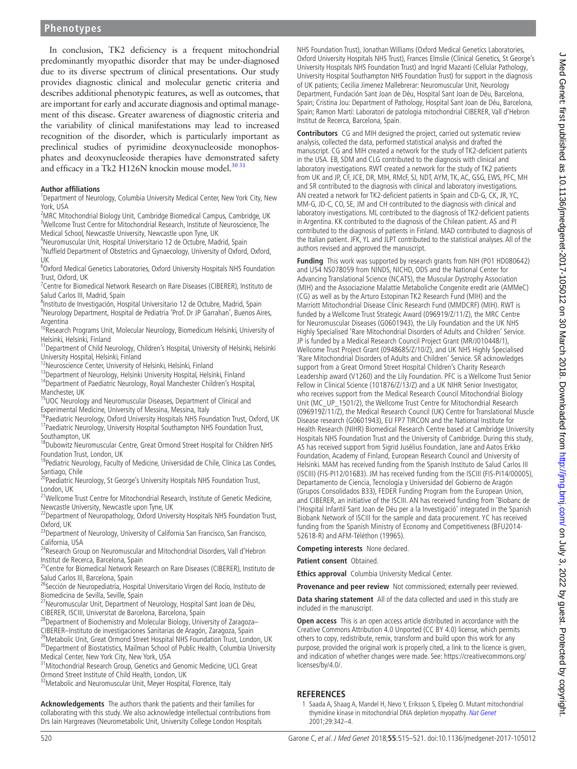In conclusion, TK2 deficiency is a frequent mitochondrial predominantly myopathic disorder that may be under-diagnosed due to its diverse spectrum of clinical presentations. Our study provides diagnostic clinical and molecular genetic criteria and describes additional phenotypic features, as well as outcomes, that are important for early and accurate diagnosis and optimal management of this disease. Greater awareness of diagnostic criteria and the variability of clinical manifestations may lead to increased recognition of the disorder, which is particularly important as preclinical studies of pyrimidine deoxynucleoside monophosphates and deoxynucleoside therapies have demonstrated safety and efficacy in a Tk2 H126N knockin mouse model.[30 31]

**Author affiliations**

[1]Department of Neurology, Columbia University Medical Center, New York City, New York, USA
[2]MRC Mitochondrial Biology Unit, Cambridge Biomedical Campus, Cambridge, UK
[3]Wellcome Trust Centre for Mitochondrial Research, Institute of Neuroscience, The Medical School, Newcastle University, Newcastle upon Tyne, UK
[4]Neuromuscular Unit, Hospital Universitario 12 de Octubre, Madrid, Spain
[5]Nuffield Department of Obstetrics and Gynaecology, University of Oxford, Oxford, UK
[6]Oxford Medical Genetics Laboratories, Oxford University Hospitals NHS Foundation Trust, Oxford, UK
[7]Centre for Biomedical Network Research on Rare Diseases (CIBERER), Instituto de Salud Carlos III, Madrid, Spain
[8]Instituto de Investigación, Hospital Universitario 12 de Octubre, Madrid, Spain
[9]Neurology Department, Hospital de Pediatría 'Prof. Dr JP Garrahan', Buenos Aires, Argentina
[10]Research Programs Unit, Molecular Neurology, Biomedicum Helsinki, University of Helsinki, Helsinki, Finland
[11]Department of Child Neurology, Children's Hospital, University of Helsinki, Helsinki University Hospital, Helsinki, Finland
[12]Neuroscience Center, University of Helsinki, Helsinki, Finland
[13]Department of Neurology, Helsinki University Hospital, Helsinki, Finland
[14]Department of Paediatric Neurology, Royal Manchester Children's Hospital, Manchester, UK
[15]UOC Neurology and Neuromuscular Diseases, Department of Clinical and Experimental Medicine, University of Messina, Messina, Italy
[16]Paediatric Neurology, Oxford University Hospitals NHS Foundation Trust, Oxford, UK
[17]Paediatric Neurology, University Hospital Southampton NHS Foundation Trust, Southampton, UK
[18]Dubowitz Neuromuscular Centre, Great Ormond Street Hospital for Children NHS Foundation Trust, London, UK
[19]Pediatric Neurology, Faculty of Medicine, Universidad de Chile, Clínica Las Condes, Santiago, Chile
[20]Paediatric Neurology, St George's University Hospitals NHS Foundation Trust, London, UK
[21]Wellcome Trust Centre for Mitochondrial Research, Institute of Genetic Medicine, Newcastle University, Newcastle upon Tyne, UK
[22]Department of Neuropathology, Oxford University Hospitals NHS Foundation Trust, Oxford, UK
[23]Department of Neurology, University of California San Francisco, San Francisco, California, USA
[24]Research Group on Neuromuscular and Mitochondrial Disorders, Vall d'Hebron Institut de Recerca, Barcelona, Spain
[25]Centre for Biomedical Network Research on Rare Diseases (CIBERER), Instituto de Salud Carlos III, Barcelona, Spain
[26]Sección de Neuropediatría, Hospital Universitario Virgen del Rocío, Instituto de Biomedicina de Sevilla, Seville, Spain
[27]Neuromuscular Unit, Department of Neurology, Hospital Sant Joan de Déu, CIBERER, ISCIII, Universitat de Barcelona, Barcelona, Spain
[28]Department of Biochemistry and Molecular Biology, University of Zaragoza–CIBERER–Instituto de investigaciones Sanitarias de Aragón, Zaragoza, Spain
[29]Metabolic Unit, Great Ormond Street Hospital NHS Foundation Trust, London, UK
[30]Department of Biostatistics, Mailman School of Public Health, Columbia University Medical Center, New York City, New York, USA
[31]Mitochondrial Research Group, Genetics and Genomic Medicine, UCL Great Ormond Street Institute of Child Health, London, UK
[32]Metabolic and Neuromuscular Unit, Meyer Hospital, Florence, Italy

**Acknowledgements** The authors thank the patients and their families for collaborating with this study. We also acknowledge intellectual contributions from Drs Iain Hargreaves (Neurometabolic Unit, University College London Hospitals NHS Foundation Trust), Jonathan Williams (Oxford Medical Genetics Laboratories, Oxford University Hospitals NHS Trust), Frances Elmslie (Clinical Genetics, St George's University Hospitals NHS Foundation Trust) and Ingrid Mazanti (Cellular Pathology, University Hospital Southampton NHS Foundation Trust) for support in the diagnosis of UK patients; Cecilia Jimenez Mallebrerar: Neuromuscular Unit, Neurology Department, Fundación Sant Joan de Déu, Hospital Sant Joan de Déu, Barcelona, Spain; Cristina Jou: Department of Pathology, Hospital Sant Joan de Déu, Barcelona, Spain; Ramon Martí: Laboratori de patologia mitochondrial CIBERER, Vall d'Hebron Institut de Recerca, Barcelona, Spain.

**Contributors** CG and MIH designed the project, carried out systematic review analysis, collected the data, performed statistical analysis and drafted the manuscript. CG and MIH created a network for the study of TK2-deficient patients in the USA. EB, SDM and CLG contributed to the diagnosis with clinical and laboratory investigations. RWT created a network for the study of TK2 patients from UK and JP, CF, JCE, DR, MIH, RMcF, SJ, NDT, AYM, TK, AC, GSG, EWS, PFC, MH and SR contributed to the diagnosis with clinical and laboratory investigations. AN created a network for TK2-deficient patients in Spain and CD-G, CK, JR, YC, MM-G, JD-C, CO, SE, JM and CH contributed to the diagnosis with clinical and laboratory investigations. ML contributed to the diagnosis of TK2-deficient patients in Argentina. KK contributed to the diagnosis of the Chilean patient. AS and PI contributed to the diagnosis of patients in Finland. MAD contributed to diagnosis of the Italian patient. JFK, YL and JLPT contributed to the statistical analyses. All of the authors revised and approved the manuscript.

**Funding** This work was supported by research grants from NIH (P01 HD080642) and U54 NS078059 from NINDS, NICHD, ODS and the National Center for Advancing Translational Science (NCATS), the Muscular Dystrophy Association (MIH) and the Associazione Malattie Metaboliche Congenite eredit arie (AMMeC) (CG) as well as by the Arturo Estopinan TK2 Research Fund (MIH) and the Marriott Mitochondrial Disease Clinic Research Fund (MMDCRF) (MIH). RWT is funded by a Wellcome Trust Strategic Award (096919/Z/11/Z), the MRC Centre for Neuromuscular Diseases (G0601943), the Lily Foundation and the UK NHS Highly Specialised 'Rare Mitochondrial Disorders of Adults and Children' Service. JP is funded by a Medical Research Council Project Grant (MR/J010448/1), Wellcome Trust Project Grant (0948685/Z/10/Z), and UK NHS Highly Specialised 'Rare Mitochondrial Disorders of Adults and Children' Service. SR acknowledges support from a Great Ormond Street Hospital Children's Charity Research Leadership award (V1260) and the Lily Foundation. PFC is a Wellcome Trust Senior Fellow in Clinical Science (101876/Z/13/Z) and a UK NIHR Senior Investigator, who receives support from the Medical Research Council Mitochondrial Biology Unit (MC_UP_1501/2), the Wellcome Trust Centre for Mitochondrial Research (096919Z/11/Z), the Medical Research Council (UK) Centre for Translational Muscle Disease research (G0601943), EU FP7 TIRCON and the National Institute for Health Research (NIHR) Biomedical Research Centre based at Cambridge University Hospitals NHS Foundation Trust and the University of Cambridge. During this study, AS has received support from Sigrid Jusélius Foundation, Jane and Aatos Erkko Foundation, Academy of Finland, European Research Council and University of Helsinki. MAM has received funding from the Spanish Instituto de Salud Carlos III (ISCIII) (FIS-PI12/01683). JM has received funding from the ISCIII (FIS-PI14/00005), Departamento de Ciencia, Tecnología y Universidad del Gobierno de Aragón (Grupos Consolidados B33), FEDER Funding Program from the European Union, and CIBERER, an initiative of the ISCIII. AN has received funding from 'Biobanc de l'Hospital Infantil Sant Joan de Déu per a la Investigació' integrated in the Spanish Biobank Network of ISCIII for the sample and data procurement. YC has received funding from the Spanish Ministry of Economy and Competitiveness (BFU2014-52618-R) and AFM-Téléthon (19965).

**Competing interests** None declared.

**Patient consent** Obtained.

**Ethics approval** Columbia University Medical Center.

**Provenance and peer review** Not commissioned; externally peer reviewed.

**Data sharing statement** All of the data collected and used in this study are included in the manuscript.

**Open access** This is an open access article distributed in accordance with the Creative Commons Attribution 4.0 Unported (CC BY 4.0) license, which permits others to copy, redistribute, remix, transform and build upon this work for any purpose, provided the original work is properly cited, a link to the licence is given, and indication of whether changes were made. See: https://creativecommons.org/licenses/by/4.0/.

## REFERENCES

1 Saada A, Shaag A, Mandel H, Nevo Y, Eriksson S, Elpeleg O. Mutant mitochondrial thymidine kinase in mitochondrial DNA depletion myopathy. *Nat Genet* 2001;29:342–4.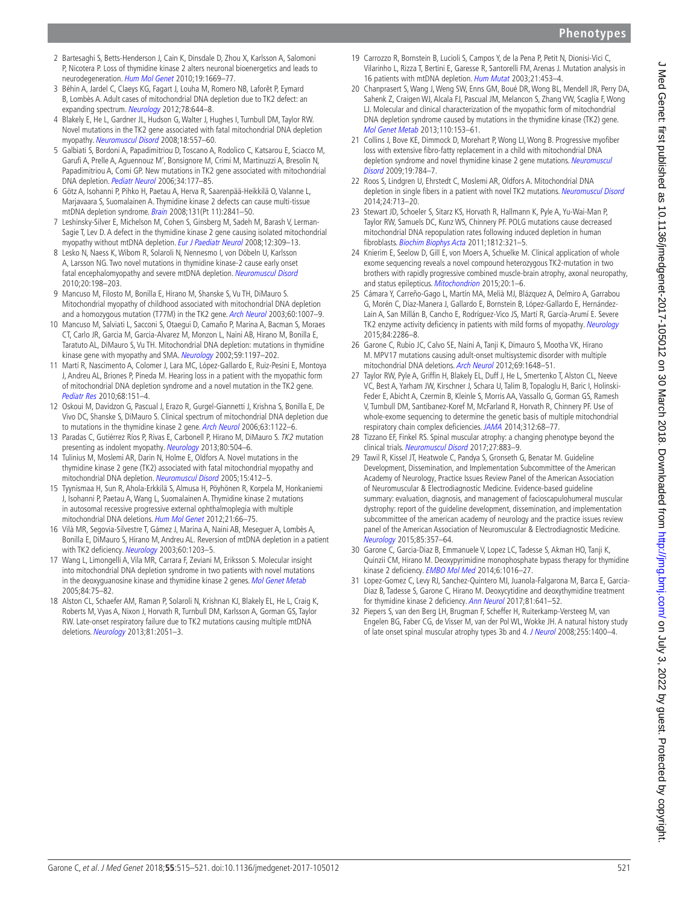2 Bartesaghi S, Betts-Henderson J, Cain K, Dinsdale D, Zhou X, Karlsson A, Salomoni P, Nicotera P. Loss of thymidine kinase 2 alters neuronal bioenergetics and leads to neurodegeneration. *Hum Mol Genet* 2010;19:1669–77.

3 Béhin A, Jardel C, Claeys KG, Fagart J, Louha M, Romero NB, Laforêt P, Eymard B, Lombès A. Adult cases of mitochondrial DNA depletion due to TK2 defect: an expanding spectrum. *Neurology* 2012;78:644–8.

4 Blakely E, He L, Gardner JL, Hudson G, Walter J, Hughes I, Turnbull DM, Taylor RW. Novel mutations in the TK2 gene associated with fatal mitochondrial DNA depletion myopathy. *Neuromuscul Disord* 2008;18:557–60.

5 Galbiati S, Bordoni A, Papadimitriou D, Toscano A, Rodolico C, Sciacco M, Garufi A, Prelle A, Aguennouz M', Bonsignore M, Crimi M, Martinuzzi A, Bresolin N, Papadimitriou A, Comi GP. New mutations in TK2 gene associated with mitochondrial DNA depletion. *Pediatr Neurol* 2006;34:177–85.

6 Götz A, Isohanni P, Pihko H, Paetau A, Herva R, Saarenpää-Heikkilä O, Valanne L, Marjavaara S, Suomalainen A. Thymidine kinase 2 defects can cause multi-tissue mtDNA depletion syndrome. *Brain* 2008;131(Pt 11):2841–50.

7 Leshinsky-Silver E, Michelson M, Cohen S, Ginsberg M, Sadeh M, Barash V, Lerman-Sagie T, Lev D. A defect in the thymidine kinase 2 gene causing isolated mitochondrial myopathy without mtDNA depletion. *Eur J Paediatr Neurol* 2008;12:309–13.

8 Lesko N, Naess K, Wibom R, Solaroli N, Nennesmo I, von Döbeln U, Karlsson A, Larsson NG. Two novel mutations in thymidine kinase-2 cause early onset fatal encephalomyopathy and severe mtDNA depletion. *Neuromuscul Disord* 2010;20:198–203.

9 Mancuso M, Filosto M, Bonilla E, Hirano M, Shanske S, Vu TH, DiMauro S. Mitochondrial myopathy of childhood associated with mitochondrial DNA depletion and a homozygous mutation (T77M) in the TK2 gene. *Arch Neurol* 2003;60:1007–9.

10 Mancuso M, Salviati L, Sacconi S, Otaegui D, Camaño P, Marina A, Bacman S, Moraes CT, Carlo JR, Garcia M, Garcia-Alvarez M, Monzon L, Naini AB, Hirano M, Bonilla E, Taratuto AL, DiMauro S, Vu TH. Mitochondrial DNA depletion: mutations in thymidine kinase gene with myopathy and SMA. *Neurology* 2002;59:1197–202.

11 Martí R, Nascimento A, Colomer J, Lara MC, López-Gallardo E, Ruiz-Pesini E, Montoya J, Andreu AL, Briones P, Pineda M. Hearing loss in a patient with the myopathic form of mitochondrial DNA depletion syndrome and a novel mutation in the TK2 gene. *Pediatr Res* 2010;68:151–4.

12 Oskoui M, Davidzon G, Pascual J, Erazo R, Gurgel-Giannetti J, Krishna S, Bonilla E, De Vivo DC, Shanske S, DiMauro S. Clinical spectrum of mitochondrial DNA depletion due to mutations in the thymidine kinase 2 gene. *Arch Neurol* 2006;63:1122–6.

13 Paradas C, Gutiérrez Ríos P, Rivas E, Carbonell P, Hirano M, DiMauro S. *TK2* mutation presenting as indolent myopathy. *Neurology* 2013;80:504–6.

14 Tulinius M, Moslemi AR, Darin N, Holme E, Oldfors A. Novel mutations in the thymidine kinase 2 gene (TK2) associated with fatal mitochondrial myopathy and mitochondrial DNA depletion. *Neuromuscul Disord* 2005;15:412–5.

15 Tyynismaa H, Sun R, Ahola-Erkkilä S, Almusa H, Pöyhönen R, Korpela M, Honkaniemi J, Isohanni P, Paetau A, Wang L, Suomalainen A. Thymidine kinase 2 mutations in autosomal recessive progressive external ophthalmoplegia with multiple mitochondrial DNA deletions. *Hum Mol Genet* 2012;21:66–75.

16 Vilà MR, Segovia-Silvestre T, Gámez J, Marina A, Naini AB, Meseguer A, Lombès A, Bonilla E, DiMauro S, Hirano M, Andreu AL. Reversion of mtDNA depletion in a patient with TK2 deficiency. *Neurology* 2003;60:1203–5.

17 Wang L, Limongelli A, Vila MR, Carrara F, Zeviani M, Eriksson S. Molecular insight into mitochondrial DNA depletion syndrome in two patients with novel mutations in the deoxyguanosine kinase and thymidine kinase 2 genes. *Mol Genet Metab* 2005;84:75–82.

18 Alston CL, Schaefer AM, Raman P, Solaroli N, Krishnan KJ, Blakely EL, He L, Craig K, Roberts M, Vyas A, Nixon J, Horvath R, Turnbull DM, Karlsson A, Gorman GS, Taylor RW. Late-onset respiratory failure due to TK2 mutations causing multiple mtDNA deletions. *Neurology* 2013;81:2051–3.

19 Carrozzo R, Bornstein B, Lucioli S, Campos Y, de la Pena P, Petit N, Dionisi-Vici C, Vilarinho L, Rizza T, Bertini E, Garesse R, Santorelli FM, Arenas J. Mutation analysis in 16 patients with mtDNA depletion. *Hum Mutat* 2003;21:453–4.

20 Chanprasert S, Wang J, Weng SW, Enns GM, Boué DR, Wong BL, Mendell JR, Perry DA, Sahenk Z, Craigen WJ, Alcala FJ, Pascual JM, Melancon S, Zhang VW, Scaglia F, Wong LJ. Molecular and clinical characterization of the myopathic form of mitochondrial DNA depletion syndrome caused by mutations in the thymidine kinase (TK2) gene. *Mol Genet Metab* 2013;110:153–61.

21 Collins J, Bove KE, Dimmock D, Morehart P, Wong LJ, Wong B. Progressive myofiber loss with extensive fibro-fatty replacement in a child with mitochondrial DNA depletion syndrome and novel thymidine kinase 2 gene mutations. *Neuromuscul Disord* 2009;19:784–7.

22 Roos S, Lindgren U, Ehrstedt C, Moslemi AR, Oldfors A. Mitochondrial DNA depletion in single fibers in a patient with novel TK2 mutations. *Neuromuscul Disord* 2014;24:713–20.

23 Stewart JD, Schoeler S, Sitarz KS, Horvath R, Hallmann K, Pyle A, Yu-Wai-Man P, Taylor RW, Samuels DC, Kunz WS, Chinnery PF. POLG mutations cause decreased mitochondrial DNA repopulation rates following induced depletion in human fibroblasts. *Biochim Biophys Acta* 2011;1812:321–5.

24 Knierim E, Seelow D, Gill E, von Moers A, Schuelke M. Clinical application of whole exome sequencing reveals a novel compound heterozygous TK2-mutation in two brothers with rapidly progressive combined muscle-brain atrophy, axonal neuropathy, and status epilepticus. *Mitochondrion* 2015;20:1–6.

25 Cámara Y, Carreño-Gago L, Martín MA, Melià MJ, Blázquez A, Delmiro A, Garrabou G, Morén C, Díaz-Manera J, Gallardo E, Bornstein B, López-Gallardo E, Hernández-Lain A, San Millán B, Cancho E, Rodríguez-Vico JS, Martí R, García-Arumí E. Severe TK2 enzyme activity deficiency in patients with mild forms of myopathy. *Neurology* 2015;84:2286–8.

26 Garone C, Rubio JC, Calvo SE, Naini A, Tanji K, Dimauro S, Mootha VK, Hirano M. MPV17 mutations causing adult-onset multisystemic disorder with multiple mitochondrial DNA deletions. *Arch Neurol* 2012;69:1648–51.

27 Taylor RW, Pyle A, Griffin H, Blakely EL, Duff J, He L, Smertenko T, Alston CL, Neeve VC, Best A, Yarham JW, Kirschner J, Schara U, Talim B, Topaloglu H, Baric I, Holinski-Feder E, Abicht A, Czermin B, Kleinle S, Morris AA, Vassallo G, Gorman GS, Ramesh V, Turnbull DM, Santibanez-Koref M, McFarland R, Horvath R, Chinnery PF. Use of whole-exome sequencing to determine the genetic basis of multiple mitochondrial respiratory chain complex deficiencies. *JAMA* 2014;312:68–77.

28 Tizzano EF, Finkel RS. Spinal muscular atrophy: a changing phenotype beyond the clinical trials. *Neuromuscul Disord* 2017;27:883–9.

29 Tawil R, Kissel JT, Heatwole C, Pandya S, Gronseth G, Benatar M. Guideline Development, Dissemination, and Implementation Subcommittee of the American Academy of Neurology, Practice Issues Review Panel of the American Association of Neuromuscular & Electrodiagnostic Medicine. Evidence-based guideline summary: evaluation, diagnosis, and management of facioscapulohumeral muscular dystrophy: report of the guideline development, dissemination, and implementation subcommittee of the american academy of neurology and the practice issues review panel of the American Association of Neuromuscular & Electrodiagnostic Medicine. *Neurology* 2015;85:357–64.

30 Garone C, Garcia-Diaz B, Emmanuele V, Lopez LC, Tadesse S, Akman HO, Tanji K, Quinzii CM, Hirano M. Deoxypyrimidine monophosphate bypass therapy for thymidine kinase 2 deficiency. *EMBO Mol Med* 2014;6:1016–27.

31 Lopez-Gomez C, Levy RJ, Sanchez-Quintero MJ, Juanola-Falgarona M, Barca E, Garcia-Diaz B, Tadesse S, Garone C, Hirano M. Deoxycytidine and deoxythymidine treatment for thymidine kinase 2 deficiency. *Ann Neurol* 2017;81:641–52.

32 Piepers S, van den Berg LH, Brugman F, Scheffer H, Ruiterkamp-Versteeg M, van Engelen BG, Faber CG, de Visser M, van der Pol WL, Wokke JH. A natural history study of late onset spinal muscular atrophy types 3b and 4. *J Neurol* 2008;255:1400–4.